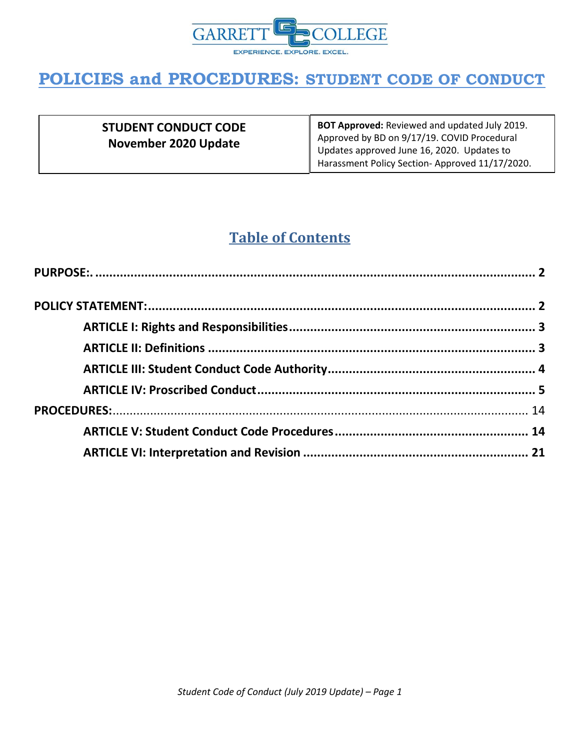GARRETT COLLEGE

EXPERIENCE. EXPLORE. EXCEL.

# POLICIES and PROCEDURES: STUDENT CODE OF CONDUCT

| **STUDENT CONDUCT CODE**<br>**November 2020 Update** | **BOT Approved:** Reviewed and updated July 2019. Approved by BD on 9/17/19. COVID Procedural Updates approved June 16, 2020. Updates to Harassment Policy Section- Approved 11/17/2020. |
|---|---|

## Table of Contents

**PURPOSE:** ........................................................ **2**

**POLICY STATEMENT:** ........................................................ **2**

- **ARTICLE I: Rights and Responsibilities** ........................................................ **3**
- **ARTICLE II: Definitions** ........................................................ **3**
- **ARTICLE III: Student Conduct Code Authority** ........................................................ **4**
- **ARTICLE IV: Proscribed Conduct** ........................................................ **5**

**PROCEDURES:** ........................................................ 14

- **ARTICLE V: Student Conduct Code Procedures** ........................................................ **14**
- **ARTICLE VI: Interpretation and Revision** ........................................................ **21**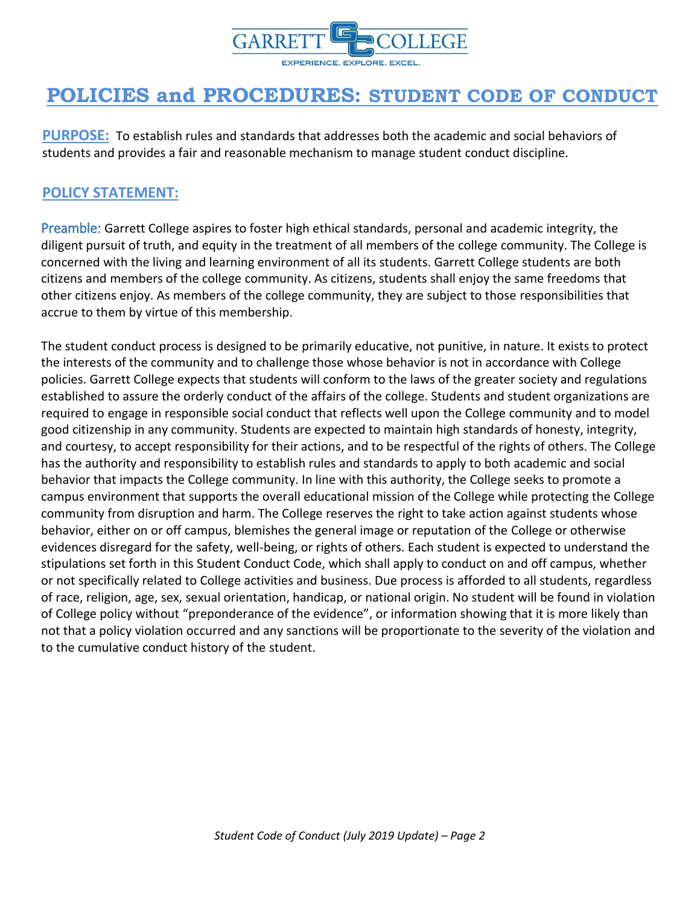# POLICIES and PROCEDURES: STUDENT CODE OF CONDUCT

**PURPOSE:** To establish rules and standards that addresses both the academic and social behaviors of students and provides a fair and reasonable mechanism to manage student conduct discipline.

## POLICY STATEMENT:

Preamble: Garrett College aspires to foster high ethical standards, personal and academic integrity, the diligent pursuit of truth, and equity in the treatment of all members of the college community. The College is concerned with the living and learning environment of all its students. Garrett College students are both citizens and members of the college community. As citizens, students shall enjoy the same freedoms that other citizens enjoy. As members of the college community, they are subject to those responsibilities that accrue to them by virtue of this membership.

The student conduct process is designed to be primarily educative, not punitive, in nature. It exists to protect the interests of the community and to challenge those whose behavior is not in accordance with College policies. Garrett College expects that students will conform to the laws of the greater society and regulations established to assure the orderly conduct of the affairs of the college. Students and student organizations are required to engage in responsible social conduct that reflects well upon the College community and to model good citizenship in any community. Students are expected to maintain high standards of honesty, integrity, and courtesy, to accept responsibility for their actions, and to be respectful of the rights of others. The College has the authority and responsibility to establish rules and standards to apply to both academic and social behavior that impacts the College community. In line with this authority, the College seeks to promote a campus environment that supports the overall educational mission of the College while protecting the College community from disruption and harm. The College reserves the right to take action against students whose behavior, either on or off campus, blemishes the general image or reputation of the College or otherwise evidences disregard for the safety, well-being, or rights of others. Each student is expected to understand the stipulations set forth in this Student Conduct Code, which shall apply to conduct on and off campus, whether or not specifically related to College activities and business. Due process is afforded to all students, regardless of race, religion, age, sex, sexual orientation, handicap, or national origin. No student will be found in violation of College policy without "preponderance of the evidence", or information showing that it is more likely than not that a policy violation occurred and any sanctions will be proportionate to the severity of the violation and to the cumulative conduct history of the student.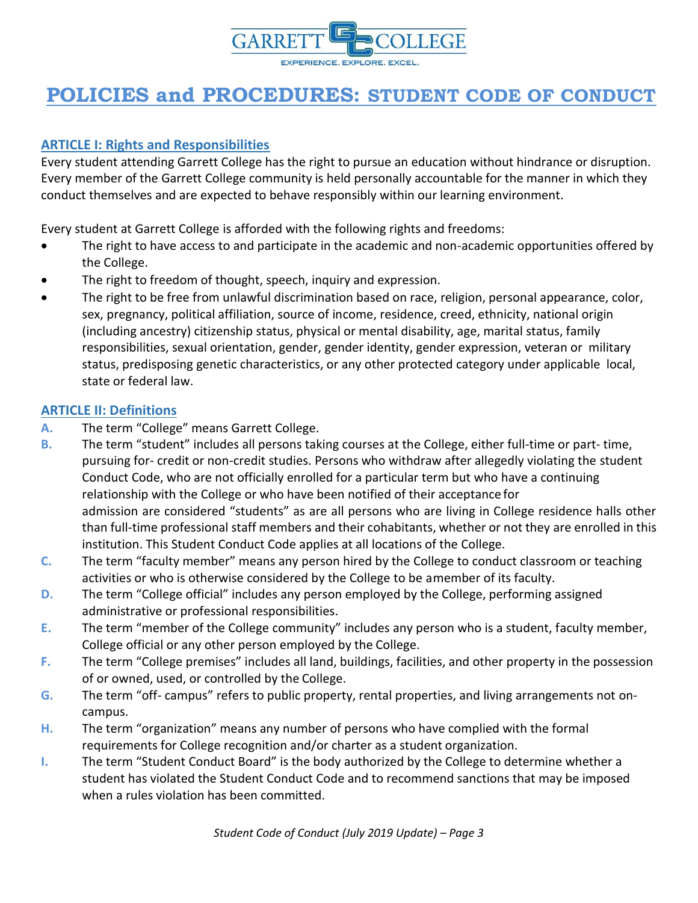# POLICIES and PROCEDURES: STUDENT CODE OF CONDUCT

## ARTICLE I: Rights and Responsibilities

Every student attending Garrett College has the right to pursue an education without hindrance or disruption. Every member of the Garrett College community is held personally accountable for the manner in which they conduct themselves and are expected to behave responsibly within our learning environment.

Every student at Garrett College is afforded with the following rights and freedoms:

- The right to have access to and participate in the academic and non-academic opportunities offered by the College.
- The right to freedom of thought, speech, inquiry and expression.
- The right to be free from unlawful discrimination based on race, religion, personal appearance, color, sex, pregnancy, political affiliation, source of income, residence, creed, ethnicity, national origin (including ancestry) citizenship status, physical or mental disability, age, marital status, family responsibilities, sexual orientation, gender, gender identity, gender expression, veteran or military status, predisposing genetic characteristics, or any other protected category under applicable local, state or federal law.

## ARTICLE II: Definitions

A. The term "College" means Garrett College.

B. The term "student" includes all persons taking courses at the College, either full-time or part- time, pursuing for- credit or non-credit studies. Persons who withdraw after allegedly violating the student Conduct Code, who are not officially enrolled for a particular term but who have a continuing relationship with the College or who have been notified of their acceptance for admission are considered "students" as are all persons who are living in College residence halls other than full-time professional staff members and their cohabitants, whether or not they are enrolled in this institution. This Student Conduct Code applies at all locations of the College.

C. The term "faculty member" means any person hired by the College to conduct classroom or teaching activities or who is otherwise considered by the College to be a member of its faculty.

D. The term "College official" includes any person employed by the College, performing assigned administrative or professional responsibilities.

E. The term "member of the College community" includes any person who is a student, faculty member, College official or any other person employed by the College.

F. The term "College premises" includes all land, buildings, facilities, and other property in the possession of or owned, used, or controlled by the College.

G. The term "off- campus" refers to public property, rental properties, and living arrangements not on-campus.

H. The term "organization" means any number of persons who have complied with the formal requirements for College recognition and/or charter as a student organization.

I. The term "Student Conduct Board" is the body authorized by the College to determine whether a student has violated the Student Conduct Code and to recommend sanctions that may be imposed when a rules violation has been committed.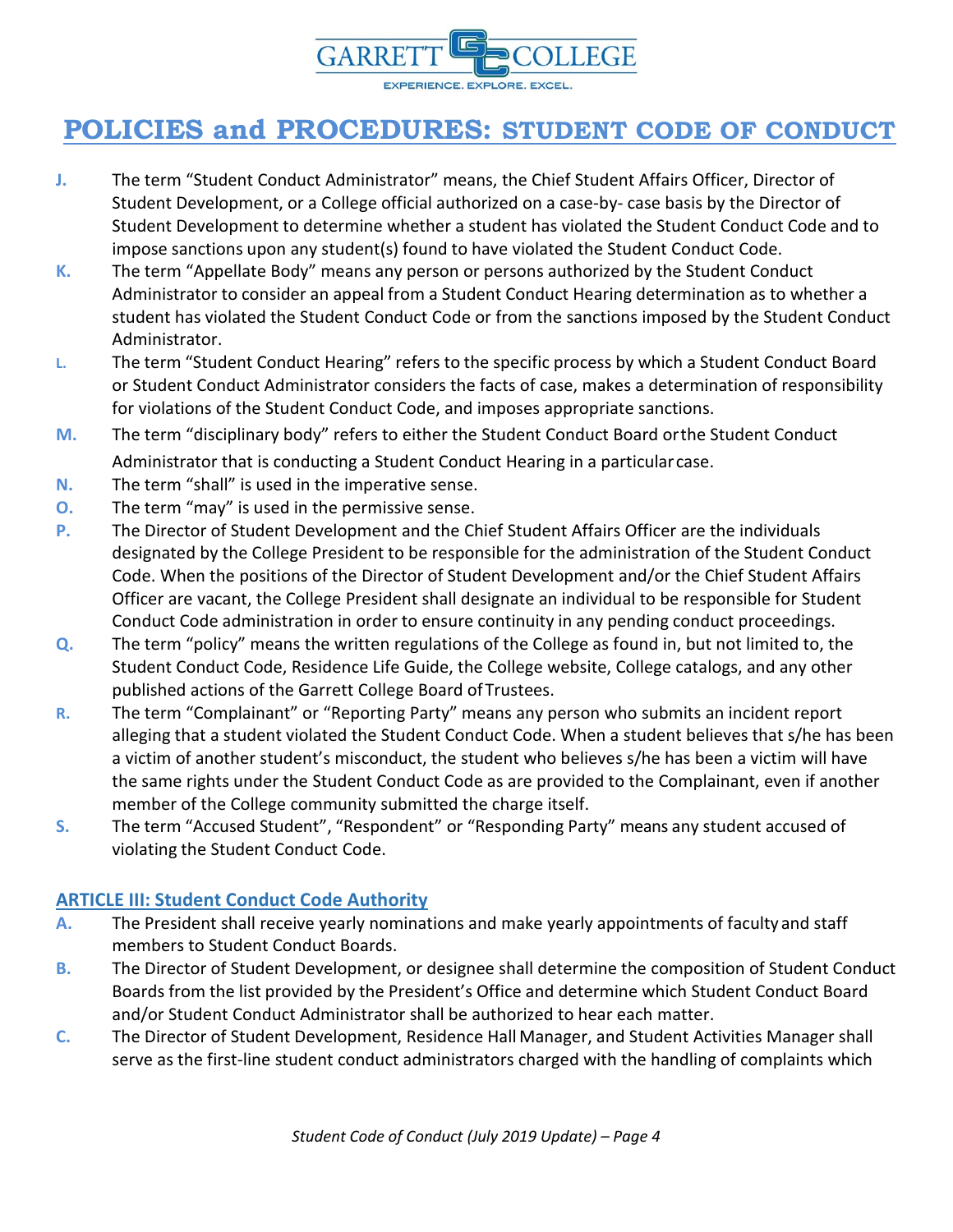J. The term “Student Conduct Administrator” means, the Chief Student Affairs Officer, Director of Student Development, or a College official authorized on a case-by- case basis by the Director of Student Development to determine whether a student has violated the Student Conduct Code and to impose sanctions upon any student(s) found to have violated the Student Conduct Code.

K. The term “Appellate Body” means any person or persons authorized by the Student Conduct Administrator to consider an appeal from a Student Conduct Hearing determination as to whether a student has violated the Student Conduct Code or from the sanctions imposed by the Student Conduct Administrator.

L. The term “Student Conduct Hearing” refers to the specific process by which a Student Conduct Board or Student Conduct Administrator considers the facts of case, makes a determination of responsibility for violations of the Student Conduct Code, and imposes appropriate sanctions.

M. The term “disciplinary body” refers to either the Student Conduct Board or the Student Conduct Administrator that is conducting a Student Conduct Hearing in a particular case.

N. The term “shall” is used in the imperative sense.

O. The term “may” is used in the permissive sense.

P. The Director of Student Development and the Chief Student Affairs Officer are the individuals designated by the College President to be responsible for the administration of the Student Conduct Code. When the positions of the Director of Student Development and/or the Chief Student Affairs Officer are vacant, the College President shall designate an individual to be responsible for Student Conduct Code administration in order to ensure continuity in any pending conduct proceedings.

Q. The term “policy” means the written regulations of the College as found in, but not limited to, the Student Conduct Code, Residence Life Guide, the College website, College catalogs, and any other published actions of the Garrett College Board of Trustees.

R. The term “Complainant” or “Reporting Party” means any person who submits an incident report alleging that a student violated the Student Conduct Code. When a student believes that s/he has been a victim of another student’s misconduct, the student who believes s/he has been a victim will have the same rights under the Student Conduct Code as are provided to the Complainant, even if another member of the College community submitted the charge itself.

S. The term “Accused Student”, “Respondent” or “Responding Party” means any student accused of violating the Student Conduct Code.

## ARTICLE III: Student Conduct Code Authority

A. The President shall receive yearly nominations and make yearly appointments of faculty and staff members to Student Conduct Boards.

B. The Director of Student Development, or designee shall determine the composition of Student Conduct Boards from the list provided by the President’s Office and determine which Student Conduct Board and/or Student Conduct Administrator shall be authorized to hear each matter.

C. The Director of Student Development, Residence Hall Manager, and Student Activities Manager shall serve as the first-line student conduct administrators charged with the handling of complaints which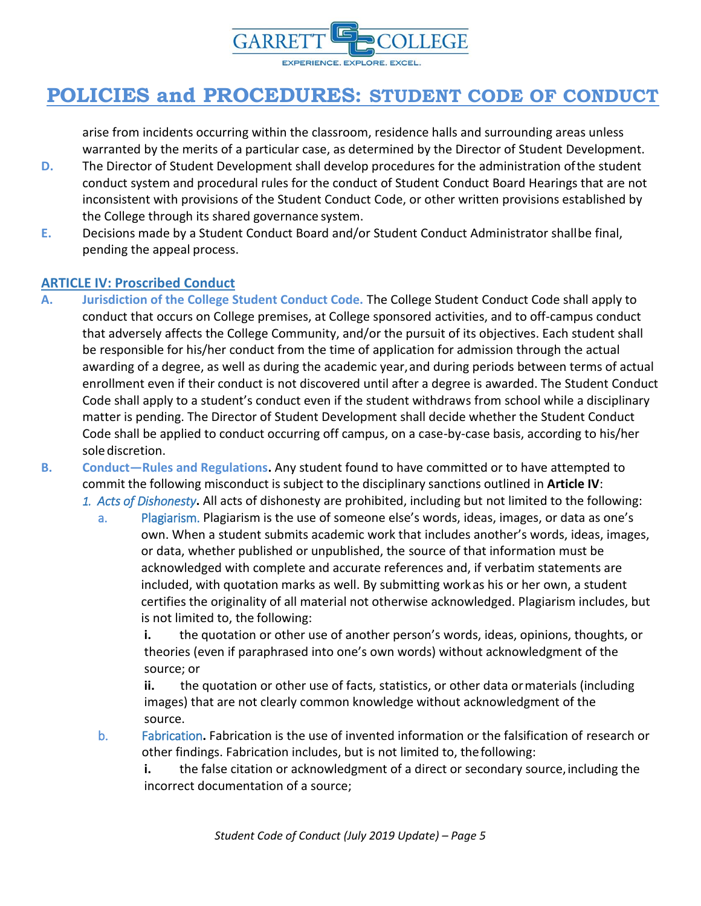arise from incidents occurring within the classroom, residence halls and surrounding areas unless warranted by the merits of a particular case, as determined by the Director of Student Development.

**D.** The Director of Student Development shall develop procedures for the administration of the student conduct system and procedural rules for the conduct of Student Conduct Board Hearings that are not inconsistent with provisions of the Student Conduct Code, or other written provisions established by the College through its shared governance system.

**E.** Decisions made by a Student Conduct Board and/or Student Conduct Administrator shall be final, pending the appeal process.

## ARTICLE IV: Proscribed Conduct

**A. Jurisdiction of the College Student Conduct Code.** The College Student Conduct Code shall apply to conduct that occurs on College premises, at College sponsored activities, and to off-campus conduct that adversely affects the College Community, and/or the pursuit of its objectives. Each student shall be responsible for his/her conduct from the time of application for admission through the actual awarding of a degree, as well as during the academic year, and during periods between terms of actual enrollment even if their conduct is not discovered until after a degree is awarded. The Student Conduct Code shall apply to a student's conduct even if the student withdraws from school while a disciplinary matter is pending. The Director of Student Development shall decide whether the Student Conduct Code shall be applied to conduct occurring off campus, on a case-by-case basis, according to his/her sole discretion.

**B. Conduct—Rules and Regulations.** Any student found to have committed or to have attempted to commit the following misconduct is subject to the disciplinary sanctions outlined in **Article IV**:

1. *Acts of Dishonesty***.** All acts of dishonesty are prohibited, including but not limited to the following:

   a. Plagiarism. Plagiarism is the use of someone else's words, ideas, images, or data as one's own. When a student submits academic work that includes another's words, ideas, images, or data, whether published or unpublished, the source of that information must be acknowledged with complete and accurate references and, if verbatim statements are included, with quotation marks as well. By submitting work as his or her own, a student certifies the originality of all material not otherwise acknowledged. Plagiarism includes, but is not limited to, the following:

      **i.** the quotation or other use of another person's words, ideas, opinions, thoughts, or theories (even if paraphrased into one's own words) without acknowledgment of the source; or

      **ii.** the quotation or other use of facts, statistics, or other data or materials (including images) that are not clearly common knowledge without acknowledgment of the source.

   b. Fabrication**.** Fabrication is the use of invented information or the falsification of research or other findings. Fabrication includes, but is not limited to, the following:

      **i.** the false citation or acknowledgment of a direct or secondary source, including the incorrect documentation of a source;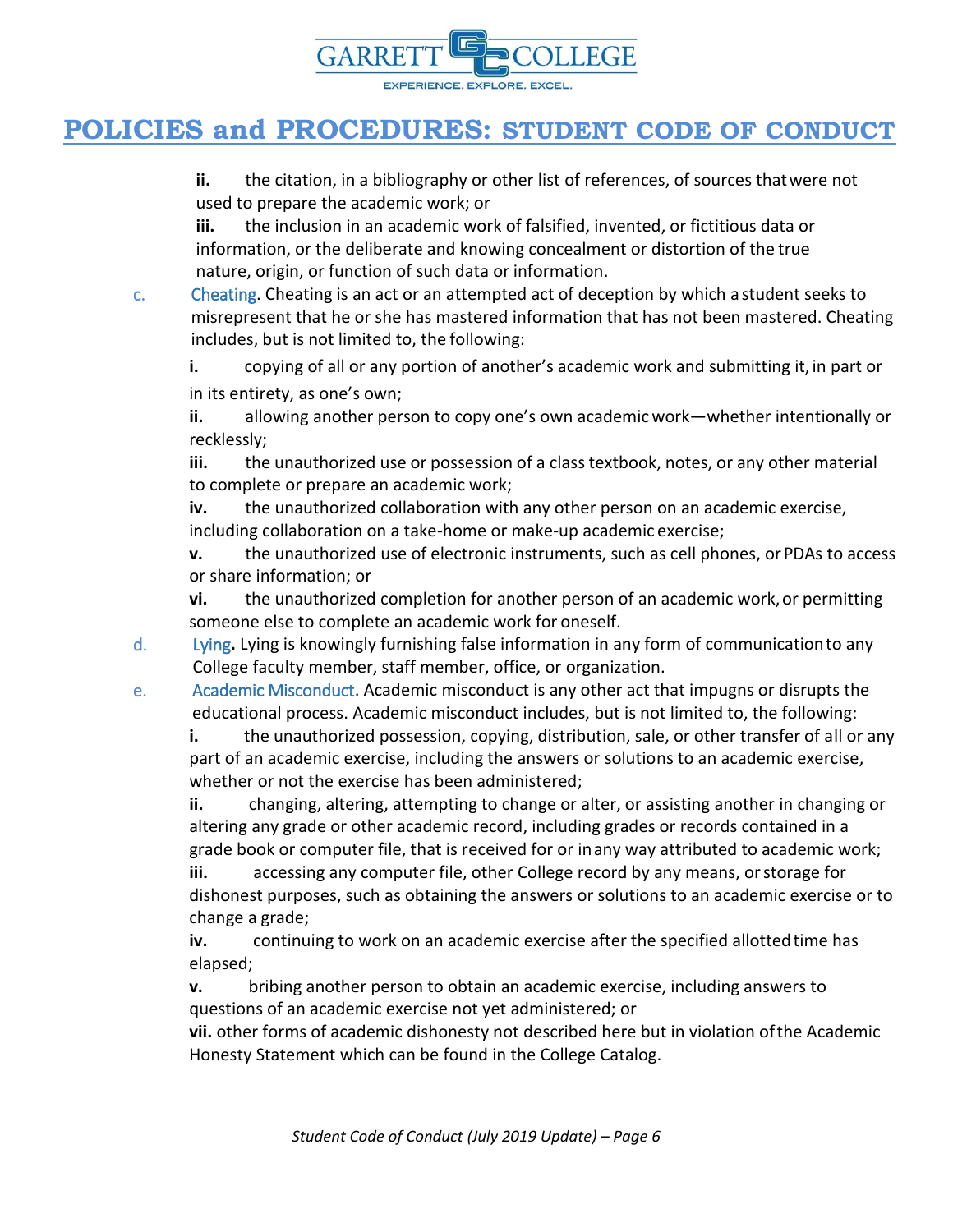ii. the citation, in a bibliography or other list of references, of sources that were not used to prepare the academic work; or

iii. the inclusion in an academic work of falsified, invented, or fictitious data or information, or the deliberate and knowing concealment or distortion of the true nature, origin, or function of such data or information.

c. Cheating. Cheating is an act or an attempted act of deception by which a student seeks to misrepresent that he or she has mastered information that has not been mastered. Cheating includes, but is not limited to, the following:

**i.** copying of all or any portion of another's academic work and submitting it, in part or in its entirety, as one's own;

**ii.** allowing another person to copy one's own academic work—whether intentionally or recklessly;

**iii.** the unauthorized use or possession of a class textbook, notes, or any other material to complete or prepare an academic work;

**iv.** the unauthorized collaboration with any other person on an academic exercise, including collaboration on a take-home or make-up academic exercise;

**v.** the unauthorized use of electronic instruments, such as cell phones, or PDAs to access or share information; or

**vi.** the unauthorized completion for another person of an academic work, or permitting someone else to complete an academic work for oneself.

d. Lying**.** Lying is knowingly furnishing false information in any form of communication to any College faculty member, staff member, office, or organization.

e. Academic Misconduct. Academic misconduct is any other act that impugns or disrupts the educational process. Academic misconduct includes, but is not limited to, the following:

**i.** the unauthorized possession, copying, distribution, sale, or other transfer of all or any part of an academic exercise, including the answers or solutions to an academic exercise, whether or not the exercise has been administered;

**ii.** changing, altering, attempting to change or alter, or assisting another in changing or altering any grade or other academic record, including grades or records contained in a grade book or computer file, that is received for or in any way attributed to academic work;

**iii.** accessing any computer file, other College record by any means, or storage for dishonest purposes, such as obtaining the answers or solutions to an academic exercise or to change a grade;

**iv.** continuing to work on an academic exercise after the specified allotted time has elapsed;

**v.** bribing another person to obtain an academic exercise, including answers to questions of an academic exercise not yet administered; or

**vii.** other forms of academic dishonesty not described here but in violation of the Academic Honesty Statement which can be found in the College Catalog.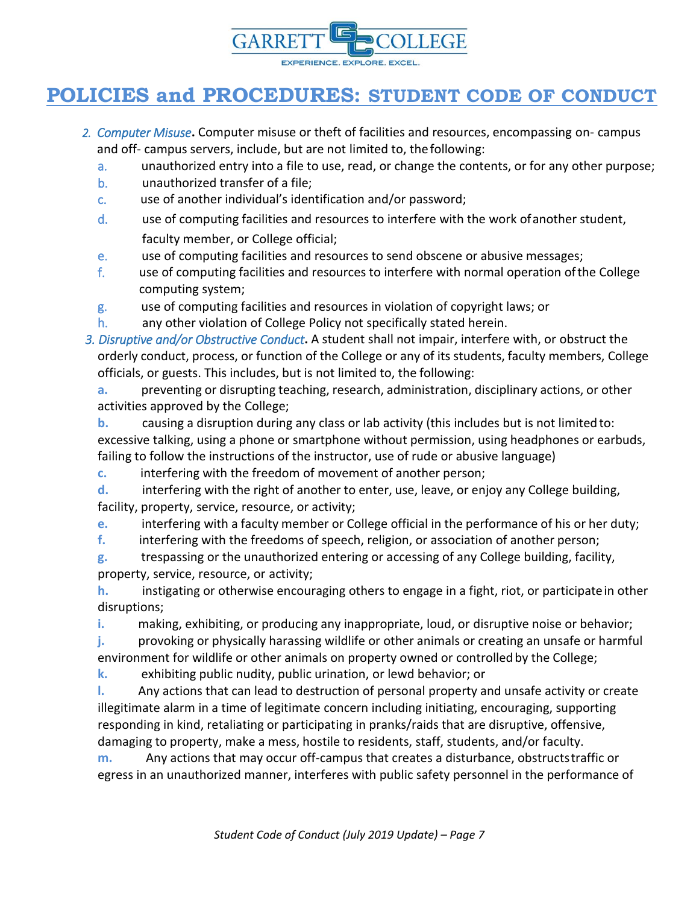# POLICIES and PROCEDURES: STUDENT CODE OF CONDUCT

2. *Computer Misuse*. Computer misuse or theft of facilities and resources, encompassing on- campus and off- campus servers, include, but are not limited to, the following:
   a. unauthorized entry into a file to use, read, or change the contents, or for any other purpose;
   b. unauthorized transfer of a file;
   c. use of another individual's identification and/or password;
   d. use of computing facilities and resources to interfere with the work of another student, faculty member, or College official;
   e. use of computing facilities and resources to send obscene or abusive messages;
   f. use of computing facilities and resources to interfere with normal operation of the College computing system;
   g. use of computing facilities and resources in violation of copyright laws; or
   h. any other violation of College Policy not specifically stated herein.
3. *Disruptive and/or Obstructive Conduct*. A student shall not impair, interfere with, or obstruct the orderly conduct, process, or function of the College or any of its students, faculty members, College officials, or guests. This includes, but is not limited to, the following:
   **a.** preventing or disrupting teaching, research, administration, disciplinary actions, or other activities approved by the College;
   **b.** causing a disruption during any class or lab activity (this includes but is not limited to: excessive talking, using a phone or smartphone without permission, using headphones or earbuds, failing to follow the instructions of the instructor, use of rude or abusive language)
   **c.** interfering with the freedom of movement of another person;
   **d.** interfering with the right of another to enter, use, leave, or enjoy any College building, facility, property, service, resource, or activity;
   **e.** interfering with a faculty member or College official in the performance of his or her duty;
   **f.** interfering with the freedoms of speech, religion, or association of another person;
   **g.** trespassing or the unauthorized entering or accessing of any College building, facility, property, service, resource, or activity;
   **h.** instigating or otherwise encouraging others to engage in a fight, riot, or participate in other disruptions;
   **i.** making, exhibiting, or producing any inappropriate, loud, or disruptive noise or behavior;
   **j.** provoking or physically harassing wildlife or other animals or creating an unsafe or harmful environment for wildlife or other animals on property owned or controlled by the College;
   **k.** exhibiting public nudity, public urination, or lewd behavior; or
   **l.** Any actions that can lead to destruction of personal property and unsafe activity or create illegitimate alarm in a time of legitimate concern including initiating, encouraging, supporting responding in kind, retaliating or participating in pranks/raids that are disruptive, offensive, damaging to property, make a mess, hostile to residents, staff, students, and/or faculty.
   **m.** Any actions that may occur off-campus that creates a disturbance, obstructs traffic or egress in an unauthorized manner, interferes with public safety personnel in the performance of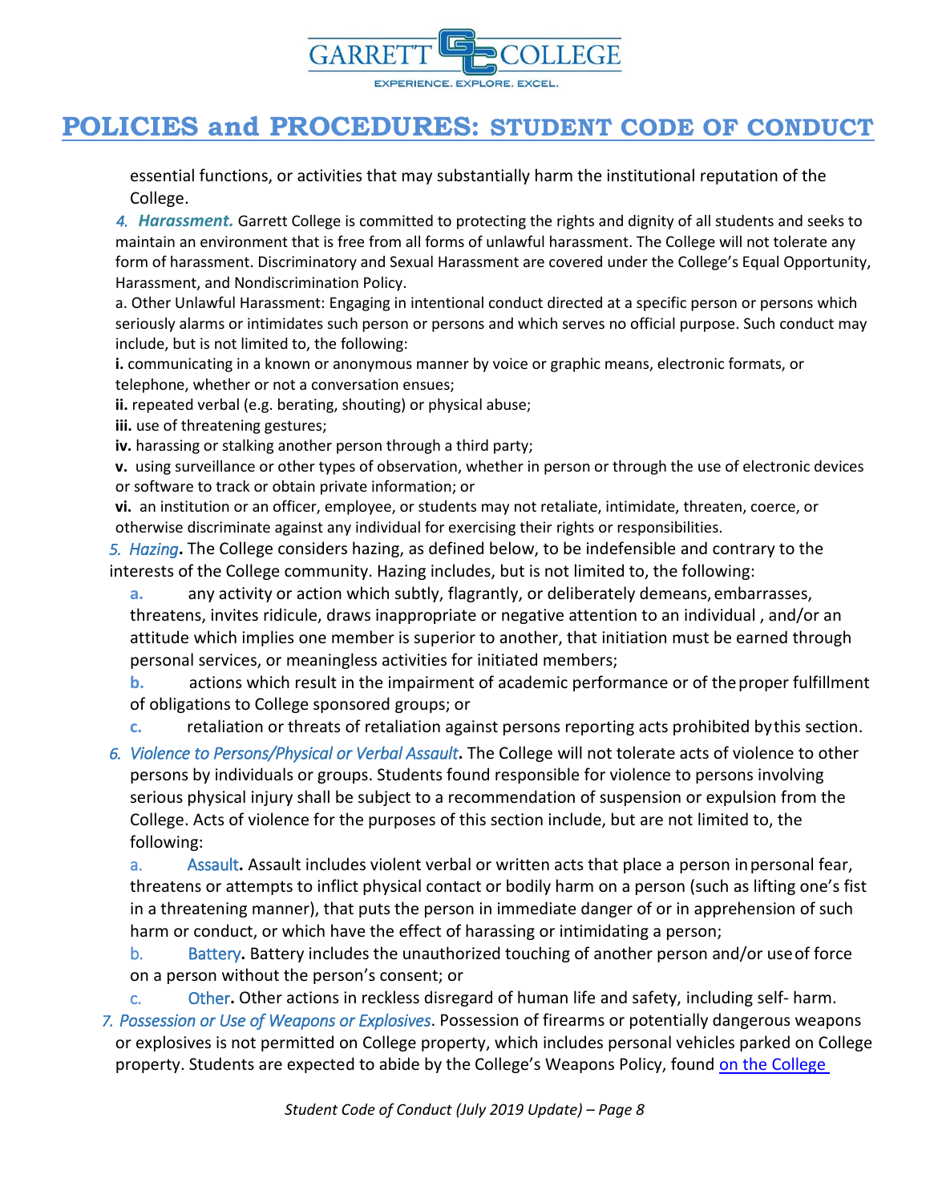essential functions, or activities that may substantially harm the institutional reputation of the College.

4. ***Harassment.*** Garrett College is committed to protecting the rights and dignity of all students and seeks to maintain an environment that is free from all forms of unlawful harassment. The College will not tolerate any form of harassment. Discriminatory and Sexual Harassment are covered under the College's Equal Opportunity, Harassment, and Nondiscrimination Policy.

a. Other Unlawful Harassment: Engaging in intentional conduct directed at a specific person or persons which seriously alarms or intimidates such person or persons and which serves no official purpose. Such conduct may include, but is not limited to, the following:

**i.** communicating in a known or anonymous manner by voice or graphic means, electronic formats, or telephone, whether or not a conversation ensues;

**ii.** repeated verbal (e.g. berating, shouting) or physical abuse;

**iii.** use of threatening gestures;

**iv.** harassing or stalking another person through a third party;

**v.** using surveillance or other types of observation, whether in person or through the use of electronic devices or software to track or obtain private information; or

**vi.** an institution or an officer, employee, or students may not retaliate, intimidate, threaten, coerce, or otherwise discriminate against any individual for exercising their rights or responsibilities.

5. *Hazing***.** The College considers hazing, as defined below, to be indefensible and contrary to the interests of the College community. Hazing includes, but is not limited to, the following:

a. any activity or action which subtly, flagrantly, or deliberately demeans, embarrasses, threatens, invites ridicule, draws inappropriate or negative attention to an individual , and/or an attitude which implies one member is superior to another, that initiation must be earned through personal services, or meaningless activities for initiated members;

b. actions which result in the impairment of academic performance or of the proper fulfillment of obligations to College sponsored groups; or

c. retaliation or threats of retaliation against persons reporting acts prohibited by this section.

6. *Violence to Persons/Physical or Verbal Assault***.** The College will not tolerate acts of violence to other persons by individuals or groups. Students found responsible for violence to persons involving serious physical injury shall be subject to a recommendation of suspension or expulsion from the College. Acts of violence for the purposes of this section include, but are not limited to, the following:

a. Assault**.** Assault includes violent verbal or written acts that place a person in personal fear, threatens or attempts to inflict physical contact or bodily harm on a person (such as lifting one's fist in a threatening manner), that puts the person in immediate danger of or in apprehension of such harm or conduct, or which have the effect of harassing or intimidating a person;

b. Battery**.** Battery includes the unauthorized touching of another person and/or use of force on a person without the person's consent; or

c. Other**.** Other actions in reckless disregard of human life and safety, including self- harm.

7. *Possession or Use of Weapons or Explosives*. Possession of firearms or potentially dangerous weapons or explosives is not permitted on College property, which includes personal vehicles parked on College property. Students are expected to abide by the College's Weapons Policy, found on the College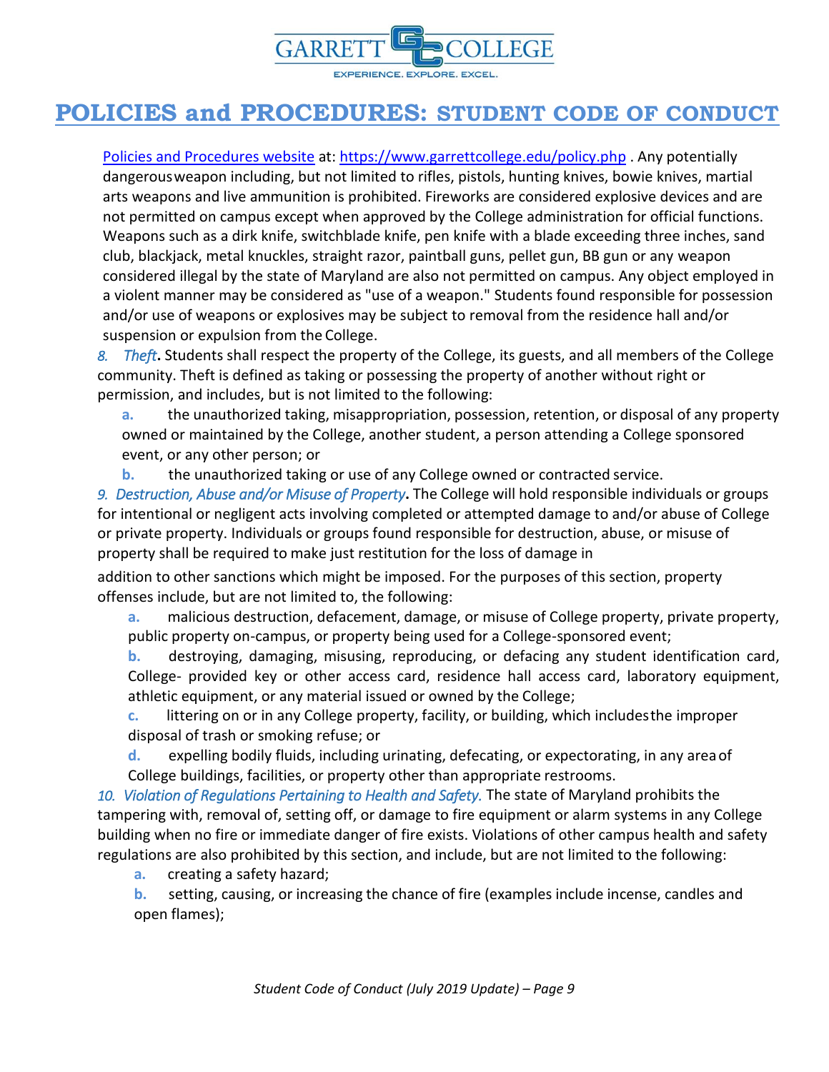# POLICIES and PROCEDURES: STUDENT CODE OF CONDUCT

[Policies and Procedures website](https://www.garrettcollege.edu/policy.php) at: https://www.garrettcollege.edu/policy.php . Any potentially dangerous weapon including, but not limited to rifles, pistols, hunting knives, bowie knives, martial arts weapons and live ammunition is prohibited. Fireworks are considered explosive devices and are not permitted on campus except when approved by the College administration for official functions. Weapons such as a dirk knife, switchblade knife, pen knife with a blade exceeding three inches, sand club, blackjack, metal knuckles, straight razor, paintball guns, pellet gun, BB gun or any weapon considered illegal by the state of Maryland are also not permitted on campus. Any object employed in a violent manner may be considered as "use of a weapon." Students found responsible for possession and/or use of weapons or explosives may be subject to removal from the residence hall and/or suspension or expulsion from the College.

*8. Theft*. Students shall respect the property of the College, its guests, and all members of the College community. Theft is defined as taking or possessing the property of another without right or permission, and includes, but is not limited to the following:

a. the unauthorized taking, misappropriation, possession, retention, or disposal of any property owned or maintained by the College, another student, a person attending a College sponsored event, or any other person; or

b. the unauthorized taking or use of any College owned or contracted service.

*9. Destruction, Abuse and/or Misuse of Property*. The College will hold responsible individuals or groups for intentional or negligent acts involving completed or attempted damage to and/or abuse of College or private property. Individuals or groups found responsible for destruction, abuse, or misuse of property shall be required to make just restitution for the loss of damage in addition to other sanctions which might be imposed. For the purposes of this section, property offenses include, but are not limited to, the following:

a. malicious destruction, defacement, damage, or misuse of College property, private property, public property on-campus, or property being used for a College-sponsored event;

b. destroying, damaging, misusing, reproducing, or defacing any student identification card, College- provided key or other access card, residence hall access card, laboratory equipment, athletic equipment, or any material issued or owned by the College;

c. littering on or in any College property, facility, or building, which includes the improper disposal of trash or smoking refuse; or

d. expelling bodily fluids, including urinating, defecating, or expectorating, in any area of College buildings, facilities, or property other than appropriate restrooms.

*10. Violation of Regulations Pertaining to Health and Safety.* The state of Maryland prohibits the tampering with, removal of, setting off, or damage to fire equipment or alarm systems in any College building when no fire or immediate danger of fire exists. Violations of other campus health and safety regulations are also prohibited by this section, and include, but are not limited to the following:

a. creating a safety hazard;

b. setting, causing, or increasing the chance of fire (examples include incense, candles and open flames);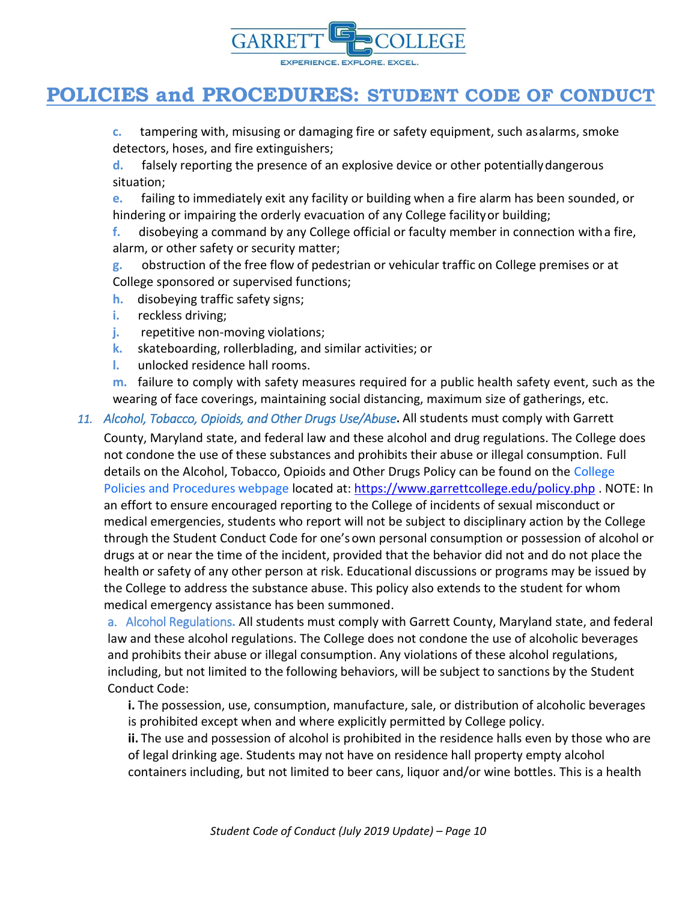c. tampering with, misusing or damaging fire or safety equipment, such as alarms, smoke detectors, hoses, and fire extinguishers;

d. falsely reporting the presence of an explosive device or other potentially dangerous situation;

e. failing to immediately exit any facility or building when a fire alarm has been sounded, or hindering or impairing the orderly evacuation of any College facility or building;

f. disobeying a command by any College official or faculty member in connection with a fire, alarm, or other safety or security matter;

g. obstruction of the free flow of pedestrian or vehicular traffic on College premises or at College sponsored or supervised functions;

h. disobeying traffic safety signs;

i. reckless driving;

j. repetitive non-moving violations;

k. skateboarding, rollerblading, and similar activities; or

l. unlocked residence hall rooms.

m. failure to comply with safety measures required for a public health safety event, such as the wearing of face coverings, maintaining social distancing, maximum size of gatherings, etc.

11. *Alcohol, Tobacco, Opioids, and Other Drugs Use/Abuse*. All students must comply with Garrett County, Maryland state, and federal law and these alcohol and drug regulations. The College does not condone the use of these substances and prohibits their abuse or illegal consumption. Full details on the Alcohol, Tobacco, Opioids and Other Drugs Policy can be found on the College Policies and Procedures webpage located at: https://www.garrettcollege.edu/policy.php . NOTE: In an effort to ensure encouraged reporting to the College of incidents of sexual misconduct or medical emergencies, students who report will not be subject to disciplinary action by the College through the Student Conduct Code for one's own personal consumption or possession of alcohol or drugs at or near the time of the incident, provided that the behavior did not and do not place the health or safety of any other person at risk. Educational discussions or programs may be issued by the College to address the substance abuse. This policy also extends to the student for whom medical emergency assistance has been summoned.

   a. Alcohol Regulations. All students must comply with Garrett County, Maryland state, and federal law and these alcohol regulations. The College does not condone the use of alcoholic beverages and prohibits their abuse or illegal consumption. Any violations of these alcohol regulations, including, but not limited to the following behaviors, will be subject to sanctions by the Student Conduct Code:

      **i.** The possession, use, consumption, manufacture, sale, or distribution of alcoholic beverages is prohibited except when and where explicitly permitted by College policy.

      **ii.** The use and possession of alcohol is prohibited in the residence halls even by those who are of legal drinking age. Students may not have on residence hall property empty alcohol containers including, but not limited to beer cans, liquor and/or wine bottles. This is a health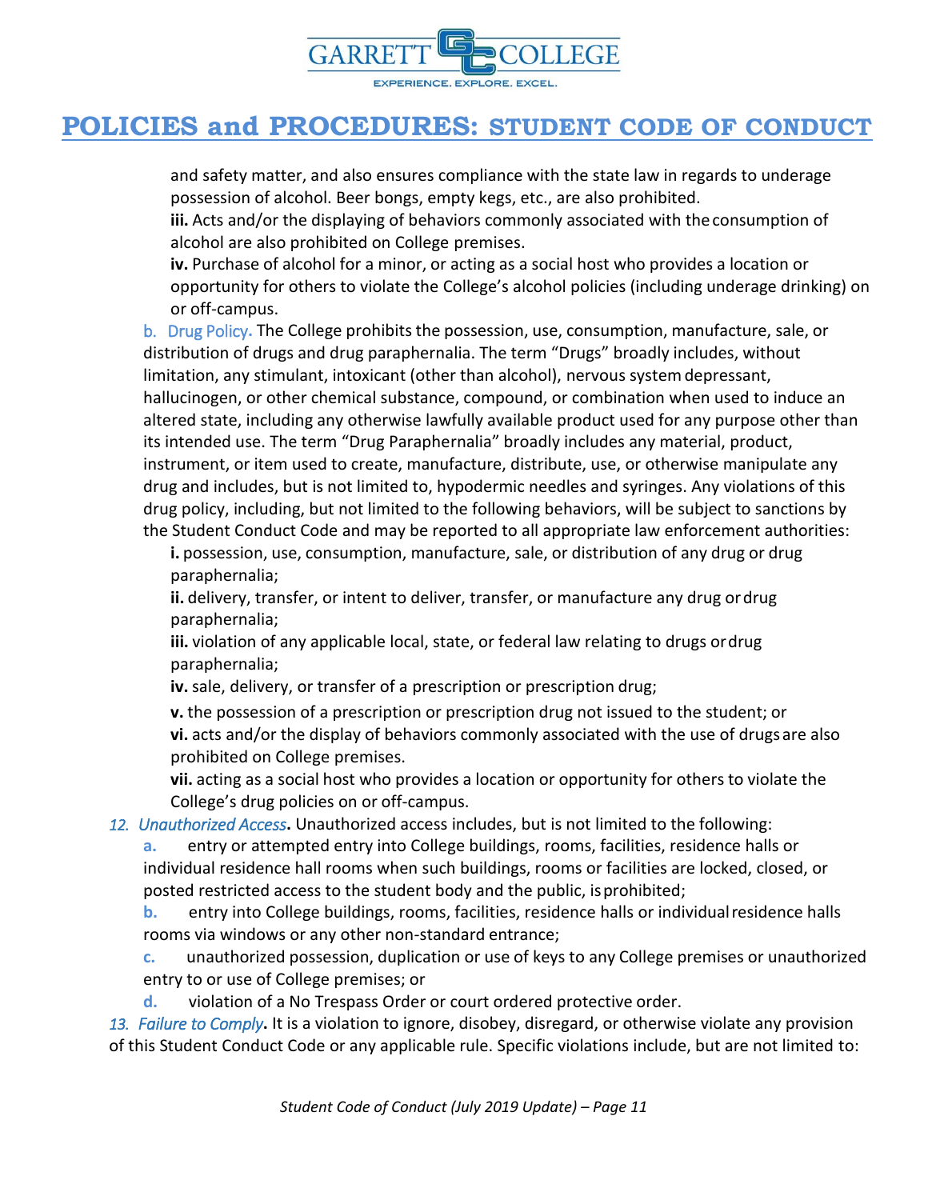and safety matter, and also ensures compliance with the state law in regards to underage possession of alcohol. Beer bongs, empty kegs, etc., are also prohibited.

**iii.** Acts and/or the displaying of behaviors commonly associated with the consumption of alcohol are also prohibited on College premises.

**iv.** Purchase of alcohol for a minor, or acting as a social host who provides a location or opportunity for others to violate the College's alcohol policies (including underage drinking) on or off-campus.

b. Drug Policy. The College prohibits the possession, use, consumption, manufacture, sale, or distribution of drugs and drug paraphernalia. The term "Drugs" broadly includes, without limitation, any stimulant, intoxicant (other than alcohol), nervous system depressant, hallucinogen, or other chemical substance, compound, or combination when used to induce an altered state, including any otherwise lawfully available product used for any purpose other than its intended use. The term "Drug Paraphernalia" broadly includes any material, product, instrument, or item used to create, manufacture, distribute, use, or otherwise manipulate any drug and includes, but is not limited to, hypodermic needles and syringes. Any violations of this drug policy, including, but not limited to the following behaviors, will be subject to sanctions by the Student Conduct Code and may be reported to all appropriate law enforcement authorities:

**i.** possession, use, consumption, manufacture, sale, or distribution of any drug or drug paraphernalia;

**ii.** delivery, transfer, or intent to deliver, transfer, or manufacture any drug or drug paraphernalia;

**iii.** violation of any applicable local, state, or federal law relating to drugs or drug paraphernalia;

**iv.** sale, delivery, or transfer of a prescription or prescription drug;

**v.** the possession of a prescription or prescription drug not issued to the student; or

**vi.** acts and/or the display of behaviors commonly associated with the use of drugs are also prohibited on College premises.

**vii.** acting as a social host who provides a location or opportunity for others to violate the College's drug policies on or off-campus.

*12. Unauthorized Access***.** Unauthorized access includes, but is not limited to the following:

**a.** entry or attempted entry into College buildings, rooms, facilities, residence halls or individual residence hall rooms when such buildings, rooms or facilities are locked, closed, or posted restricted access to the student body and the public, is prohibited;

**b.** entry into College buildings, rooms, facilities, residence halls or individual residence halls rooms via windows or any other non-standard entrance;

**c.** unauthorized possession, duplication or use of keys to any College premises or unauthorized entry to or use of College premises; or

**d.** violation of a No Trespass Order or court ordered protective order.

*13. Failure to Comply***.** It is a violation to ignore, disobey, disregard, or otherwise violate any provision of this Student Conduct Code or any applicable rule. Specific violations include, but are not limited to: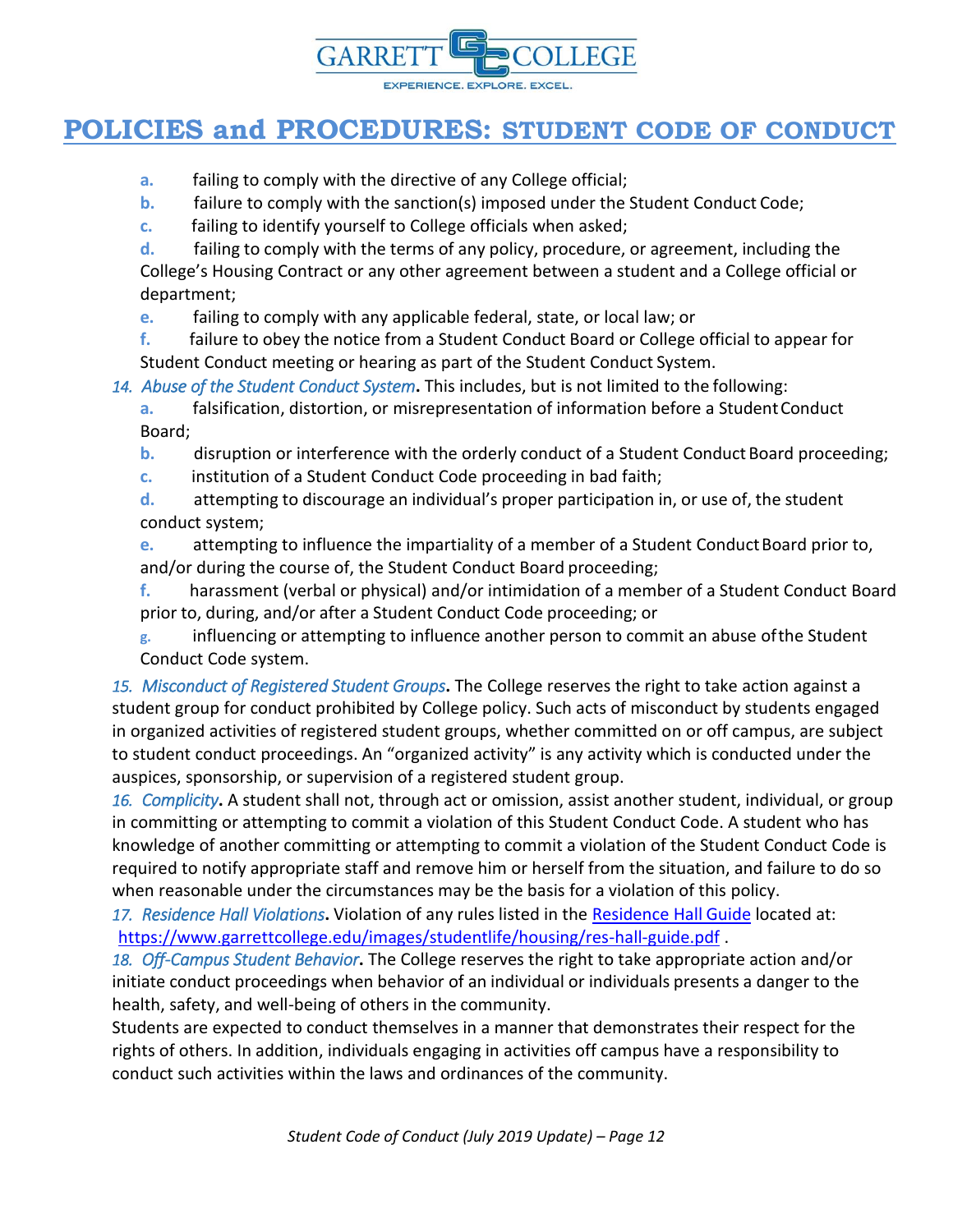a. failing to comply with the directive of any College official;

b. failure to comply with the sanction(s) imposed under the Student Conduct Code;

c. failing to identify yourself to College officials when asked;

d. failing to comply with the terms of any policy, procedure, or agreement, including the College's Housing Contract or any other agreement between a student and a College official or department;

e. failing to comply with any applicable federal, state, or local law; or

f. failure to obey the notice from a Student Conduct Board or College official to appear for Student Conduct meeting or hearing as part of the Student Conduct System.

14. *Abuse of the Student Conduct System*. This includes, but is not limited to the following:

a. falsification, distortion, or misrepresentation of information before a Student Conduct Board;

b. disruption or interference with the orderly conduct of a Student Conduct Board proceeding;

c. institution of a Student Conduct Code proceeding in bad faith;

d. attempting to discourage an individual's proper participation in, or use of, the student conduct system;

e. attempting to influence the impartiality of a member of a Student Conduct Board prior to, and/or during the course of, the Student Conduct Board proceeding;

f. harassment (verbal or physical) and/or intimidation of a member of a Student Conduct Board prior to, during, and/or after a Student Conduct Code proceeding; or

g. influencing or attempting to influence another person to commit an abuse of the Student Conduct Code system.

15. *Misconduct of Registered Student Groups*. The College reserves the right to take action against a student group for conduct prohibited by College policy. Such acts of misconduct by students engaged in organized activities of registered student groups, whether committed on or off campus, are subject to student conduct proceedings. An "organized activity" is any activity which is conducted under the auspices, sponsorship, or supervision of a registered student group.

16. *Complicity*. A student shall not, through act or omission, assist another student, individual, or group in committing or attempting to commit a violation of this Student Conduct Code. A student who has knowledge of another committing or attempting to commit a violation of the Student Conduct Code is required to notify appropriate staff and remove him or herself from the situation, and failure to do so when reasonable under the circumstances may be the basis for a violation of this policy.

17. *Residence Hall Violations*. Violation of any rules listed in the [Residence Hall Guide](https://www.garrettcollege.edu/images/studentlife/housing/res-hall-guide.pdf) located at: https://www.garrettcollege.edu/images/studentlife/housing/res-hall-guide.pdf .

18. *Off-Campus Student Behavior*. The College reserves the right to take appropriate action and/or initiate conduct proceedings when behavior of an individual or individuals presents a danger to the health, safety, and well-being of others in the community.

Students are expected to conduct themselves in a manner that demonstrates their respect for the rights of others. In addition, individuals engaging in activities off campus have a responsibility to conduct such activities within the laws and ordinances of the community.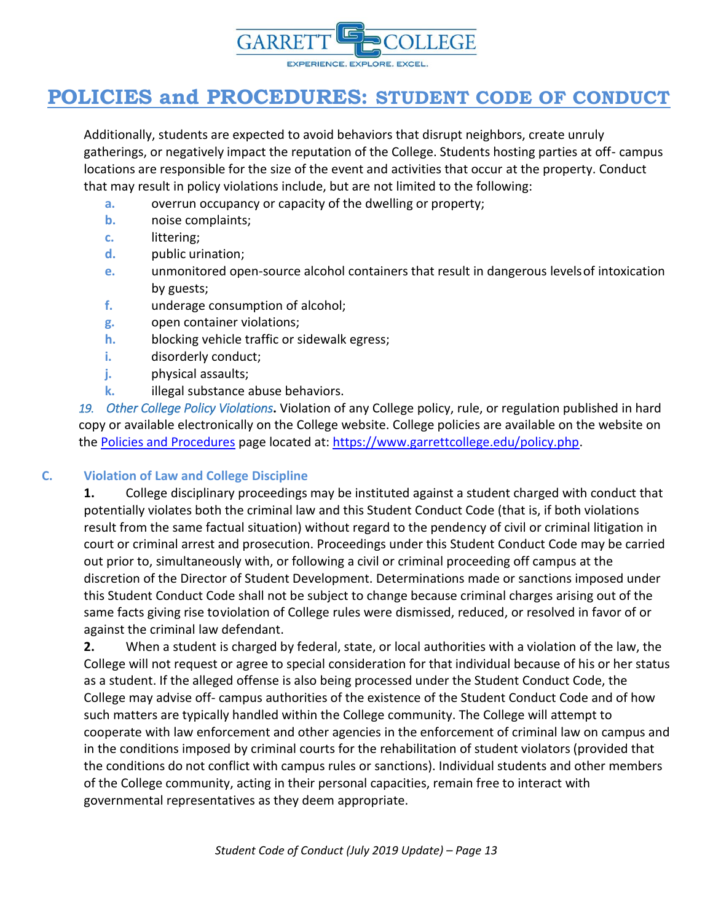Additionally, students are expected to avoid behaviors that disrupt neighbors, create unruly gatherings, or negatively impact the reputation of the College. Students hosting parties at off- campus locations are responsible for the size of the event and activities that occur at the property. Conduct that may result in policy violations include, but are not limited to the following:

- **a.** overrun occupancy or capacity of the dwelling or property;
- **b.** noise complaints;
- **c.** littering;
- **d.** public urination;
- **e.** unmonitored open-source alcohol containers that result in dangerous levels of intoxication by guests;
- **f.** underage consumption of alcohol;
- **g.** open container violations;
- **h.** blocking vehicle traffic or sidewalk egress;
- **i.** disorderly conduct;
- **j.** physical assaults;
- **k.** illegal substance abuse behaviors.

*19. Other College Policy Violations***.** Violation of any College policy, rule, or regulation published in hard copy or available electronically on the College website. College policies are available on the website on the [Policies and Procedures](https://www.garrettcollege.edu/policy.php) page located at: [https://www.garrettcollege.edu/policy.php](https://www.garrettcollege.edu/policy.php).

### C. Violation of Law and College Discipline

**1.** College disciplinary proceedings may be instituted against a student charged with conduct that potentially violates both the criminal law and this Student Conduct Code (that is, if both violations result from the same factual situation) without regard to the pendency of civil or criminal litigation in court or criminal arrest and prosecution. Proceedings under this Student Conduct Code may be carried out prior to, simultaneously with, or following a civil or criminal proceeding off campus at the discretion of the Director of Student Development. Determinations made or sanctions imposed under this Student Conduct Code shall not be subject to change because criminal charges arising out of the same facts giving rise toviolation of College rules were dismissed, reduced, or resolved in favor of or against the criminal law defendant.

**2.** When a student is charged by federal, state, or local authorities with a violation of the law, the College will not request or agree to special consideration for that individual because of his or her status as a student. If the alleged offense is also being processed under the Student Conduct Code, the College may advise off- campus authorities of the existence of the Student Conduct Code and of how such matters are typically handled within the College community. The College will attempt to cooperate with law enforcement and other agencies in the enforcement of criminal law on campus and in the conditions imposed by criminal courts for the rehabilitation of student violators (provided that the conditions do not conflict with campus rules or sanctions). Individual students and other members of the College community, acting in their personal capacities, remain free to interact with governmental representatives as they deem appropriate.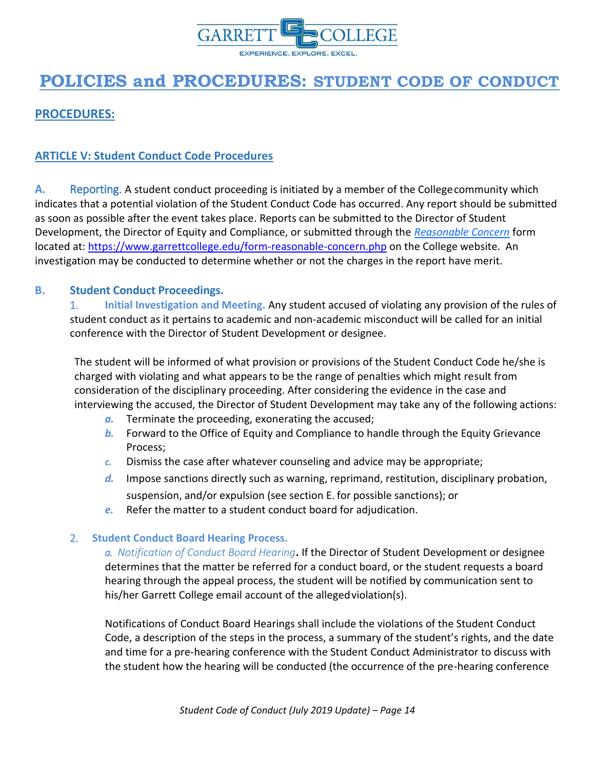# POLICIES and PROCEDURES: STUDENT CODE OF CONDUCT

## PROCEDURES:

### ARTICLE V: Student Conduct Code Procedures

**A. Reporting.** A student conduct proceeding is initiated by a member of the College community which indicates that a potential violation of the Student Conduct Code has occurred. Any report should be submitted as soon as possible after the event takes place. Reports can be submitted to the Director of Student Development, the Director of Equity and Compliance, or submitted through the *Reasonable Concern* form located at: https://www.garrettcollege.edu/form-reasonable-concern.php on the College website. An investigation may be conducted to determine whether or not the charges in the report have merit.

**B. Student Conduct Proceedings.**

1. **Initial Investigation and Meeting.** Any student accused of violating any provision of the rules of student conduct as it pertains to academic and non-academic misconduct will be called for an initial conference with the Director of Student Development or designee.

   The student will be informed of what provision or provisions of the Student Conduct Code he/she is charged with violating and what appears to be the range of penalties which might result from consideration of the disciplinary proceeding. After considering the evidence in the case and interviewing the accused, the Director of Student Development may take any of the following actions:

   *a.* Terminate the proceeding, exonerating the accused;
   *b.* Forward to the Office of Equity and Compliance to handle through the Equity Grievance Process;
   *c.* Dismiss the case after whatever counseling and advice may be appropriate;
   *d.* Impose sanctions directly such as warning, reprimand, restitution, disciplinary probation, suspension, and/or expulsion (see section E. for possible sanctions); or
   *e.* Refer the matter to a student conduct board for adjudication.

2. **Student Conduct Board Hearing Process.**

   *a. Notification of Conduct Board Hearing*. If the Director of Student Development or designee determines that the matter be referred for a conduct board, or the student requests a board hearing through the appeal process, the student will be notified by communication sent to his/her Garrett College email account of the alleged violation(s).

   Notifications of Conduct Board Hearings shall include the violations of the Student Conduct Code, a description of the steps in the process, a summary of the student's rights, and the date and time for a pre-hearing conference with the Student Conduct Administrator to discuss with the student how the hearing will be conducted (the occurrence of the pre-hearing conference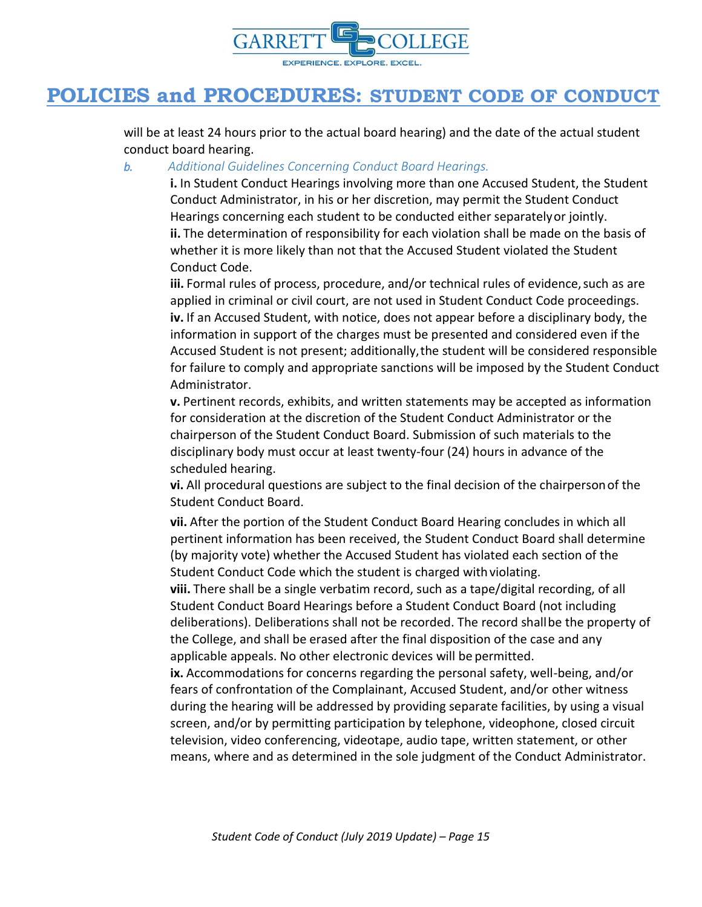will be at least 24 hours prior to the actual board hearing) and the date of the actual student conduct board hearing.

*b. Additional Guidelines Concerning Conduct Board Hearings.*

**i.** In Student Conduct Hearings involving more than one Accused Student, the Student Conduct Administrator, in his or her discretion, may permit the Student Conduct Hearings concerning each student to be conducted either separately or jointly.

**ii.** The determination of responsibility for each violation shall be made on the basis of whether it is more likely than not that the Accused Student violated the Student Conduct Code.

**iii.** Formal rules of process, procedure, and/or technical rules of evidence, such as are applied in criminal or civil court, are not used in Student Conduct Code proceedings.

**iv.** If an Accused Student, with notice, does not appear before a disciplinary body, the information in support of the charges must be presented and considered even if the Accused Student is not present; additionally, the student will be considered responsible for failure to comply and appropriate sanctions will be imposed by the Student Conduct Administrator.

**v.** Pertinent records, exhibits, and written statements may be accepted as information for consideration at the discretion of the Student Conduct Administrator or the chairperson of the Student Conduct Board. Submission of such materials to the disciplinary body must occur at least twenty-four (24) hours in advance of the scheduled hearing.

**vi.** All procedural questions are subject to the final decision of the chairperson of the Student Conduct Board.

**vii.** After the portion of the Student Conduct Board Hearing concludes in which all pertinent information has been received, the Student Conduct Board shall determine (by majority vote) whether the Accused Student has violated each section of the Student Conduct Code which the student is charged with violating.

**viii.** There shall be a single verbatim record, such as a tape/digital recording, of all Student Conduct Board Hearings before a Student Conduct Board (not including deliberations). Deliberations shall not be recorded. The record shall be the property of the College, and shall be erased after the final disposition of the case and any applicable appeals. No other electronic devices will be permitted.

**ix.** Accommodations for concerns regarding the personal safety, well-being, and/or fears of confrontation of the Complainant, Accused Student, and/or other witness during the hearing will be addressed by providing separate facilities, by using a visual screen, and/or by permitting participation by telephone, videophone, closed circuit television, video conferencing, videotape, audio tape, written statement, or other means, where and as determined in the sole judgment of the Conduct Administrator.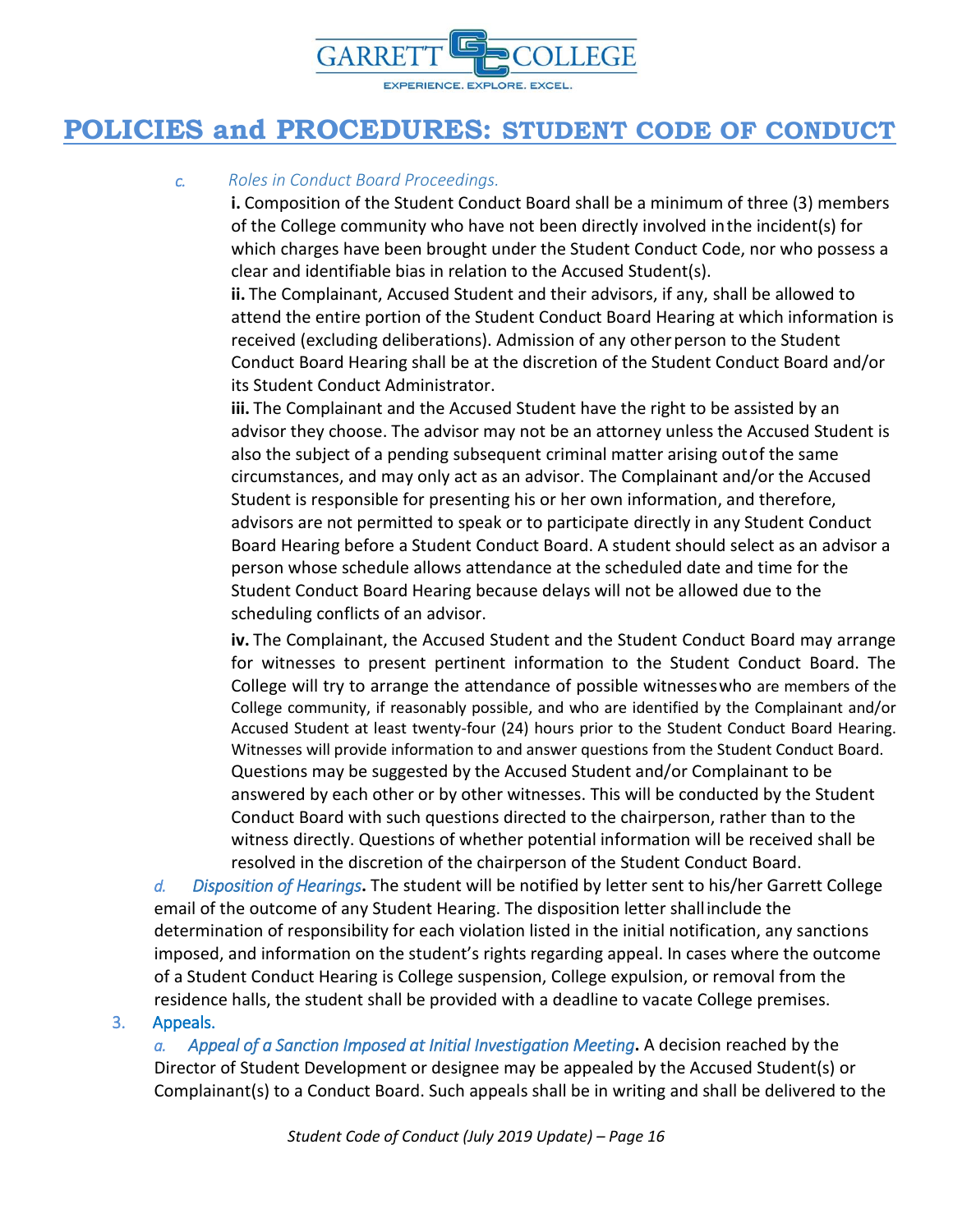c. *Roles in Conduct Board Proceedings.*

**i.** Composition of the Student Conduct Board shall be a minimum of three (3) members of the College community who have not been directly involved in the incident(s) for which charges have been brought under the Student Conduct Code, nor who possess a clear and identifiable bias in relation to the Accused Student(s).

**ii.** The Complainant, Accused Student and their advisors, if any, shall be allowed to attend the entire portion of the Student Conduct Board Hearing at which information is received (excluding deliberations). Admission of any other person to the Student Conduct Board Hearing shall be at the discretion of the Student Conduct Board and/or its Student Conduct Administrator.

**iii.** The Complainant and the Accused Student have the right to be assisted by an advisor they choose. The advisor may not be an attorney unless the Accused Student is also the subject of a pending subsequent criminal matter arising out of the same circumstances, and may only act as an advisor. The Complainant and/or the Accused Student is responsible for presenting his or her own information, and therefore, advisors are not permitted to speak or to participate directly in any Student Conduct Board Hearing before a Student Conduct Board. A student should select as an advisor a person whose schedule allows attendance at the scheduled date and time for the Student Conduct Board Hearing because delays will not be allowed due to the scheduling conflicts of an advisor.

**iv.** The Complainant, the Accused Student and the Student Conduct Board may arrange for witnesses to present pertinent information to the Student Conduct Board. The College will try to arrange the attendance of possible witnesses who are members of the College community, if reasonably possible, and who are identified by the Complainant and/or Accused Student at least twenty-four (24) hours prior to the Student Conduct Board Hearing. Witnesses will provide information to and answer questions from the Student Conduct Board. Questions may be suggested by the Accused Student and/or Complainant to be answered by each other or by other witnesses. This will be conducted by the Student Conduct Board with such questions directed to the chairperson, rather than to the witness directly. Questions of whether potential information will be received shall be resolved in the discretion of the chairperson of the Student Conduct Board.

d. *Disposition of Hearings***.** The student will be notified by letter sent to his/her Garrett College email of the outcome of any Student Hearing. The disposition letter shall include the determination of responsibility for each violation listed in the initial notification, any sanctions imposed, and information on the student's rights regarding appeal. In cases where the outcome of a Student Conduct Hearing is College suspension, College expulsion, or removal from the residence halls, the student shall be provided with a deadline to vacate College premises.

3. Appeals.

a. *Appeal of a Sanction Imposed at Initial Investigation Meeting***.** A decision reached by the Director of Student Development or designee may be appealed by the Accused Student(s) or Complainant(s) to a Conduct Board. Such appeals shall be in writing and shall be delivered to the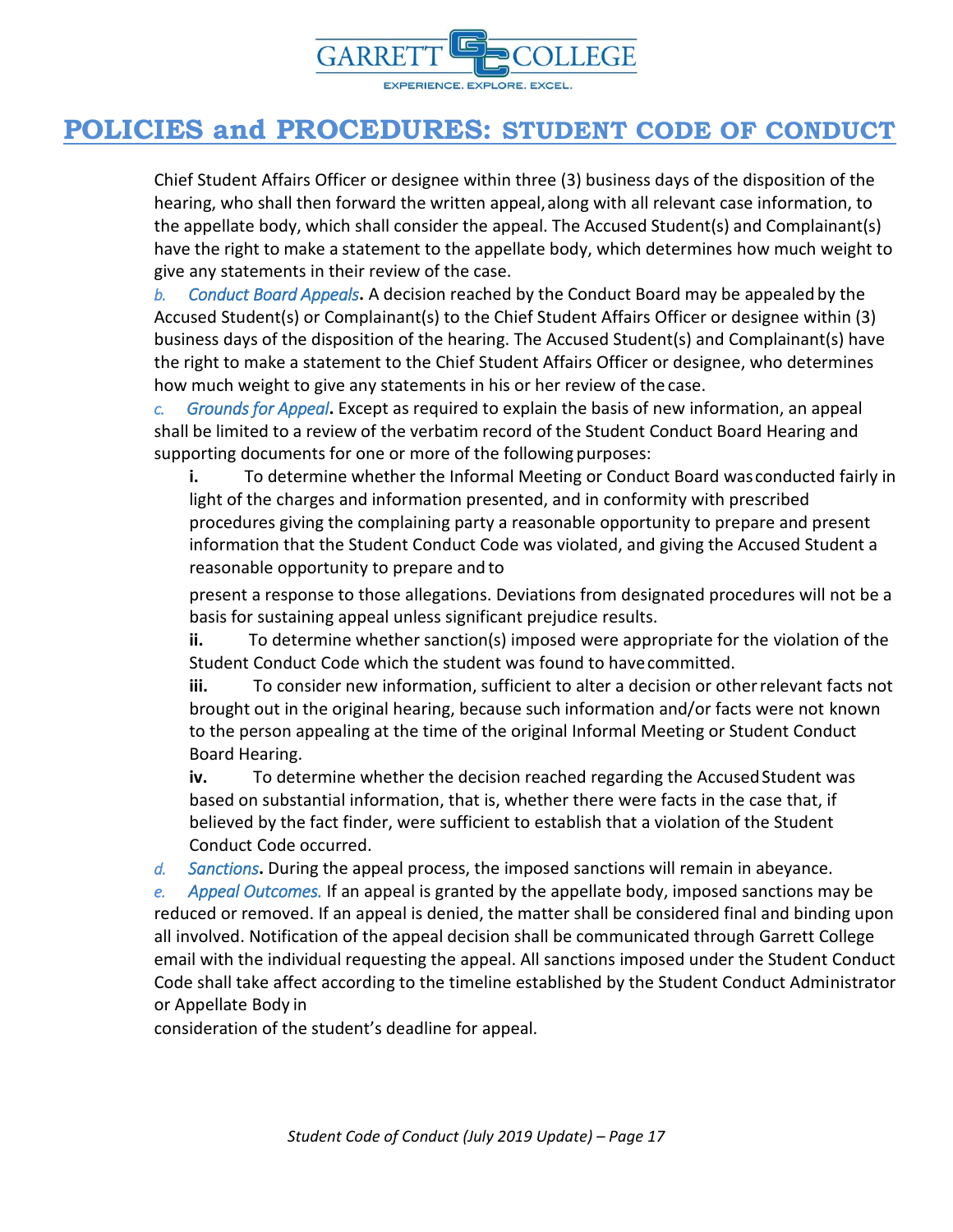Chief Student Affairs Officer or designee within three (3) business days of the disposition of the hearing, who shall then forward the written appeal, along with all relevant case information, to the appellate body, which shall consider the appeal. The Accused Student(s) and Complainant(s) have the right to make a statement to the appellate body, which determines how much weight to give any statements in their review of the case.

*b. Conduct Board Appeals*. A decision reached by the Conduct Board may be appealed by the Accused Student(s) or Complainant(s) to the Chief Student Affairs Officer or designee within (3) business days of the disposition of the hearing. The Accused Student(s) and Complainant(s) have the right to make a statement to the Chief Student Affairs Officer or designee, who determines how much weight to give any statements in his or her review of the case.

*c. Grounds for Appeal*. Except as required to explain the basis of new information, an appeal shall be limited to a review of the verbatim record of the Student Conduct Board Hearing and supporting documents for one or more of the following purposes:

**i.** To determine whether the Informal Meeting or Conduct Board was conducted fairly in light of the charges and information presented, and in conformity with prescribed procedures giving the complaining party a reasonable opportunity to prepare and present information that the Student Conduct Code was violated, and giving the Accused Student a reasonable opportunity to prepare and to present a response to those allegations. Deviations from designated procedures will not be a basis for sustaining appeal unless significant prejudice results.

**ii.** To determine whether sanction(s) imposed were appropriate for the violation of the Student Conduct Code which the student was found to have committed.

**iii.** To consider new information, sufficient to alter a decision or other relevant facts not brought out in the original hearing, because such information and/or facts were not known to the person appealing at the time of the original Informal Meeting or Student Conduct Board Hearing.

**iv.** To determine whether the decision reached regarding the Accused Student was based on substantial information, that is, whether there were facts in the case that, if believed by the fact finder, were sufficient to establish that a violation of the Student Conduct Code occurred.

*d. Sanctions*. During the appeal process, the imposed sanctions will remain in abeyance.

*e. Appeal Outcomes.* If an appeal is granted by the appellate body, imposed sanctions may be reduced or removed. If an appeal is denied, the matter shall be considered final and binding upon all involved. Notification of the appeal decision shall be communicated through Garrett College email with the individual requesting the appeal. All sanctions imposed under the Student Conduct Code shall take affect according to the timeline established by the Student Conduct Administrator or Appellate Body in consideration of the student's deadline for appeal.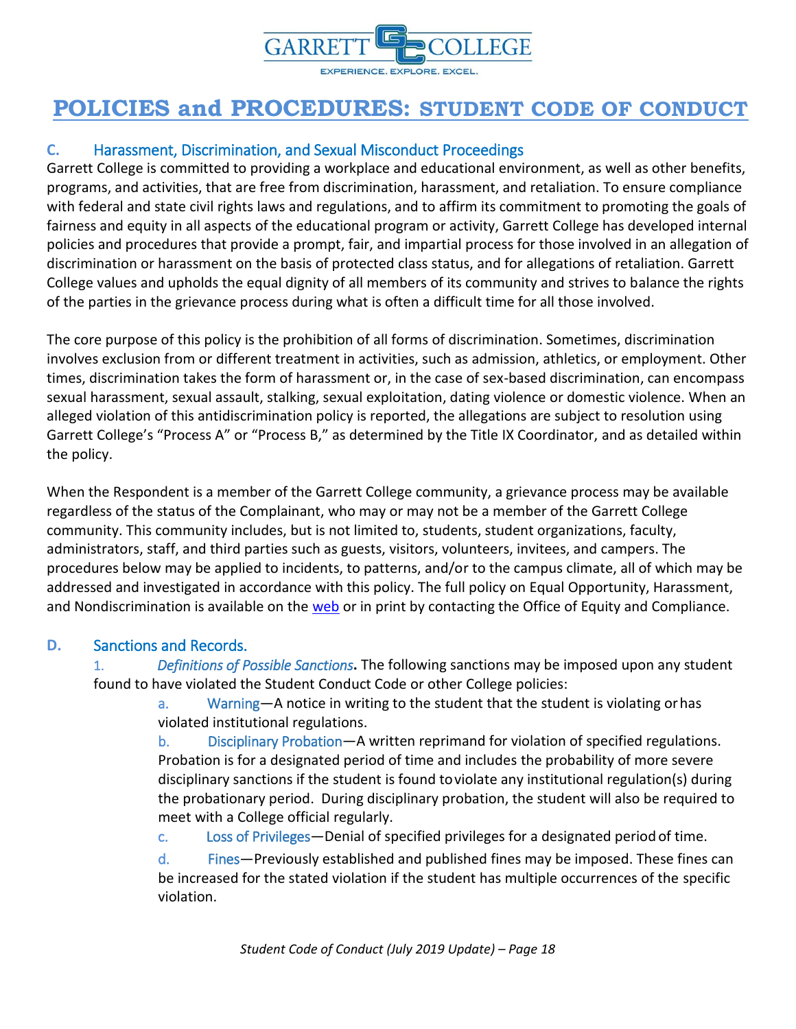## C. Harassment, Discrimination, and Sexual Misconduct Proceedings

Garrett College is committed to providing a workplace and educational environment, as well as other benefits, programs, and activities, that are free from discrimination, harassment, and retaliation. To ensure compliance with federal and state civil rights laws and regulations, and to affirm its commitment to promoting the goals of fairness and equity in all aspects of the educational program or activity, Garrett College has developed internal policies and procedures that provide a prompt, fair, and impartial process for those involved in an allegation of discrimination or harassment on the basis of protected class status, and for allegations of retaliation. Garrett College values and upholds the equal dignity of all members of its community and strives to balance the rights of the parties in the grievance process during what is often a difficult time for all those involved.

The core purpose of this policy is the prohibition of all forms of discrimination. Sometimes, discrimination involves exclusion from or different treatment in activities, such as admission, athletics, or employment. Other times, discrimination takes the form of harassment or, in the case of sex-based discrimination, can encompass sexual harassment, sexual assault, stalking, sexual exploitation, dating violence or domestic violence. When an alleged violation of this antidiscrimination policy is reported, the allegations are subject to resolution using Garrett College's "Process A" or "Process B," as determined by the Title IX Coordinator, and as detailed within the policy.

When the Respondent is a member of the Garrett College community, a grievance process may be available regardless of the status of the Complainant, who may or may not be a member of the Garrett College community. This community includes, but is not limited to, students, student organizations, faculty, administrators, staff, and third parties such as guests, visitors, volunteers, invitees, and campers. The procedures below may be applied to incidents, to patterns, and/or to the campus climate, all of which may be addressed and investigated in accordance with this policy. The full policy on Equal Opportunity, Harassment, and Nondiscrimination is available on the web or in print by contacting the Office of Equity and Compliance.

## D. Sanctions and Records.

1. *Definitions of Possible Sanctions***.** The following sanctions may be imposed upon any student found to have violated the Student Conduct Code or other College policies:

   a. Warning—A notice in writing to the student that the student is violating or has violated institutional regulations.

   b. Disciplinary Probation—A written reprimand for violation of specified regulations. Probation is for a designated period of time and includes the probability of more severe disciplinary sanctions if the student is found to violate any institutional regulation(s) during the probationary period. During disciplinary probation, the student will also be required to meet with a College official regularly.

   c. Loss of Privileges—Denial of specified privileges for a designated period of time.

   d. Fines—Previously established and published fines may be imposed. These fines can be increased for the stated violation if the student has multiple occurrences of the specific violation.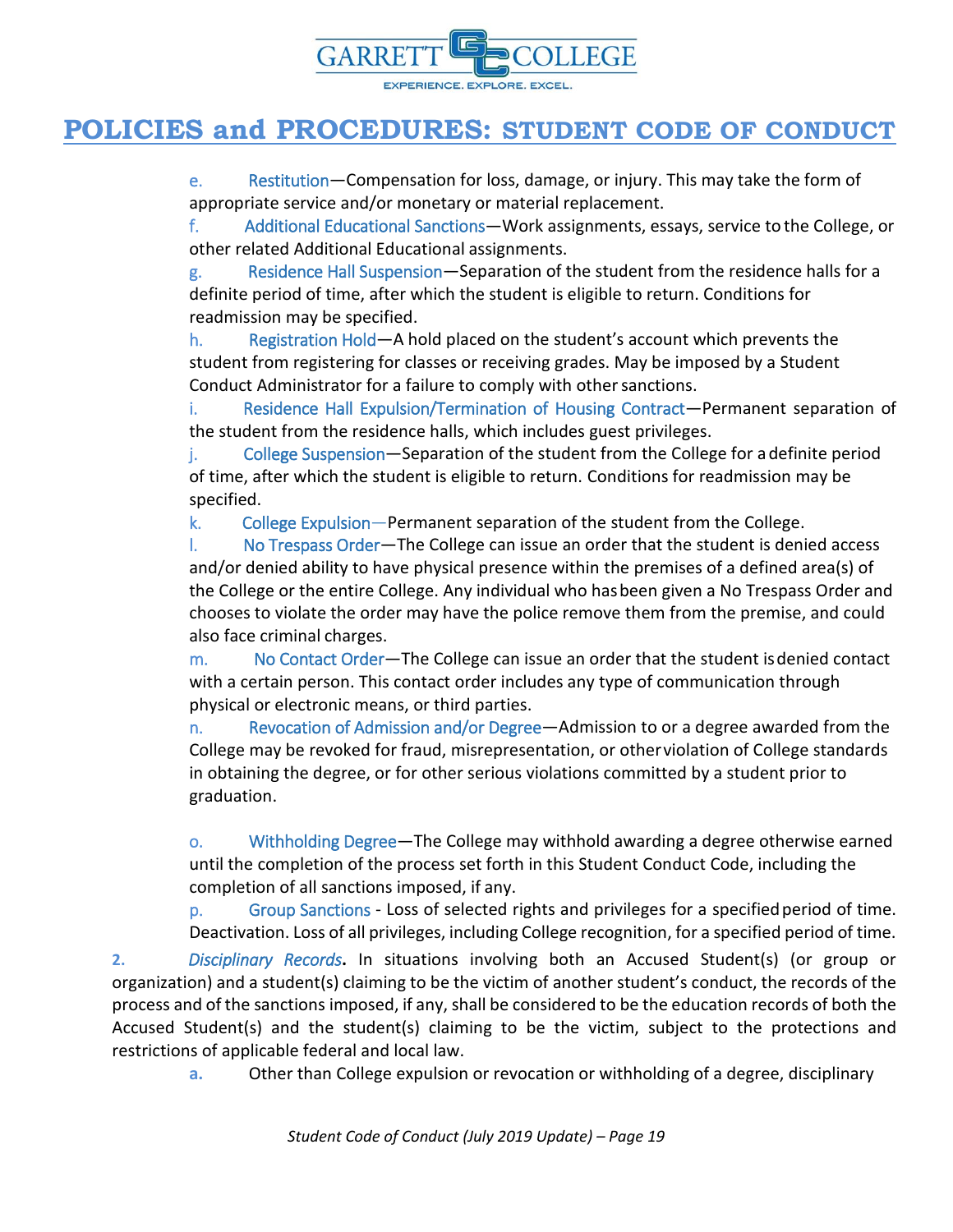e. Restitution—Compensation for loss, damage, or injury. This may take the form of appropriate service and/or monetary or material replacement.

f. Additional Educational Sanctions—Work assignments, essays, service to the College, or other related Additional Educational assignments.

g. Residence Hall Suspension—Separation of the student from the residence halls for a definite period of time, after which the student is eligible to return. Conditions for readmission may be specified.

h. Registration Hold—A hold placed on the student's account which prevents the student from registering for classes or receiving grades. May be imposed by a Student Conduct Administrator for a failure to comply with other sanctions.

i. Residence Hall Expulsion/Termination of Housing Contract—Permanent separation of the student from the residence halls, which includes guest privileges.

j. College Suspension—Separation of the student from the College for a definite period of time, after which the student is eligible to return. Conditions for readmission may be specified.

k. College Expulsion—Permanent separation of the student from the College.

l. No Trespass Order—The College can issue an order that the student is denied access and/or denied ability to have physical presence within the premises of a defined area(s) of the College or the entire College. Any individual who has been given a No Trespass Order and chooses to violate the order may have the police remove them from the premise, and could also face criminal charges.

m. No Contact Order—The College can issue an order that the student is denied contact with a certain person. This contact order includes any type of communication through physical or electronic means, or third parties.

n. Revocation of Admission and/or Degree—Admission to or a degree awarded from the College may be revoked for fraud, misrepresentation, or other violation of College standards in obtaining the degree, or for other serious violations committed by a student prior to graduation.

o. Withholding Degree—The College may withhold awarding a degree otherwise earned until the completion of the process set forth in this Student Conduct Code, including the completion of all sanctions imposed, if any.

p. Group Sanctions - Loss of selected rights and privileges for a specified period of time. Deactivation. Loss of all privileges, including College recognition, for a specified period of time.

2. *Disciplinary Records***.** In situations involving both an Accused Student(s) (or group or organization) and a student(s) claiming to be the victim of another student's conduct, the records of the process and of the sanctions imposed, if any, shall be considered to be the education records of both the Accused Student(s) and the student(s) claiming to be the victim, subject to the protections and restrictions of applicable federal and local law.

a. Other than College expulsion or revocation or withholding of a degree, disciplinary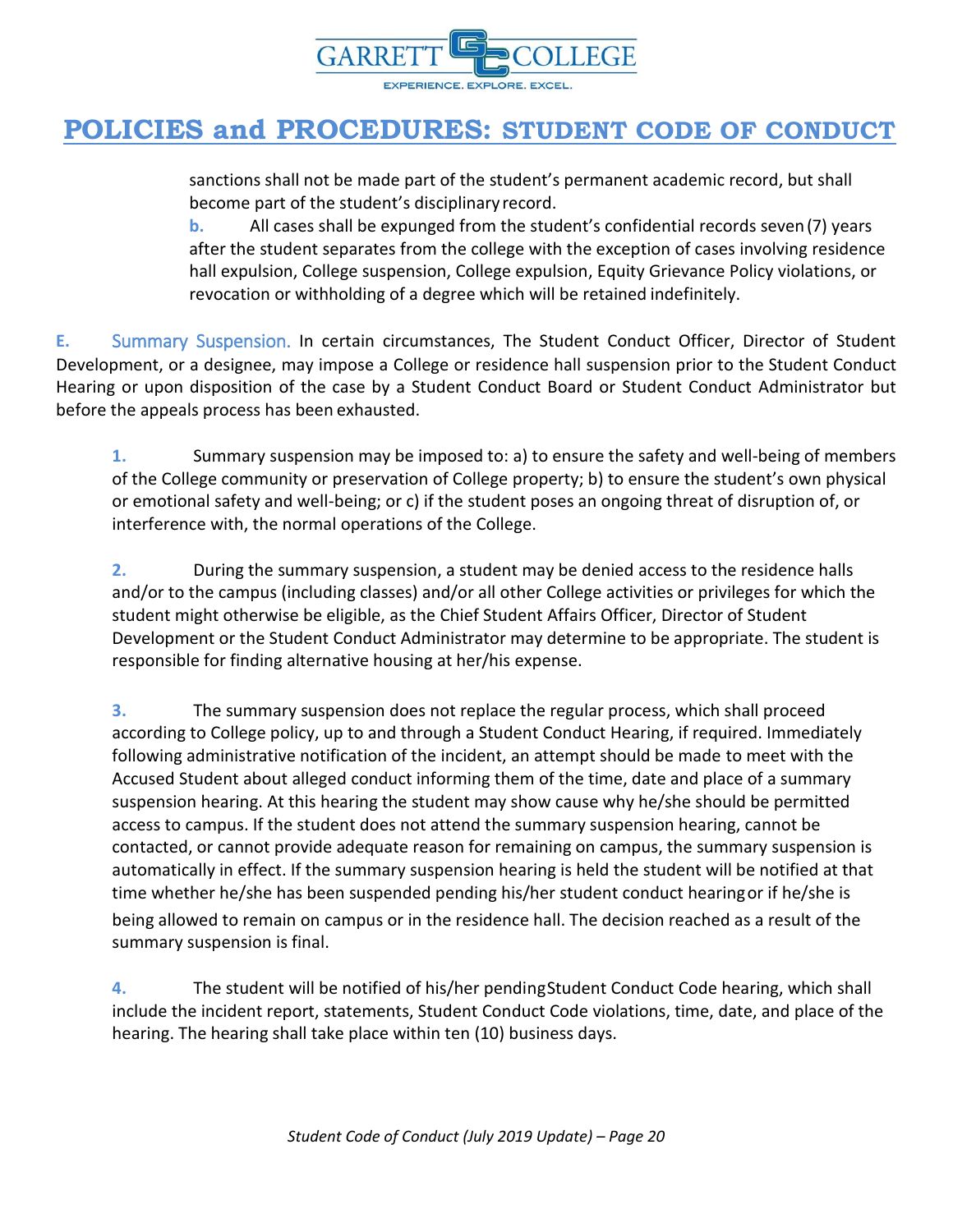sanctions shall not be made part of the student's permanent academic record, but shall become part of the student's disciplinary record.

**b.** All cases shall be expunged from the student's confidential records seven (7) years after the student separates from the college with the exception of cases involving residence hall expulsion, College suspension, College expulsion, Equity Grievance Policy violations, or revocation or withholding of a degree which will be retained indefinitely.

**E.** Summary Suspension. In certain circumstances, The Student Conduct Officer, Director of Student Development, or a designee, may impose a College or residence hall suspension prior to the Student Conduct Hearing or upon disposition of the case by a Student Conduct Board or Student Conduct Administrator but before the appeals process has been exhausted.

**1.** Summary suspension may be imposed to: a) to ensure the safety and well-being of members of the College community or preservation of College property; b) to ensure the student's own physical or emotional safety and well-being; or c) if the student poses an ongoing threat of disruption of, or interference with, the normal operations of the College.

**2.** During the summary suspension, a student may be denied access to the residence halls and/or to the campus (including classes) and/or all other College activities or privileges for which the student might otherwise be eligible, as the Chief Student Affairs Officer, Director of Student Development or the Student Conduct Administrator may determine to be appropriate. The student is responsible for finding alternative housing at her/his expense.

**3.** The summary suspension does not replace the regular process, which shall proceed according to College policy, up to and through a Student Conduct Hearing, if required. Immediately following administrative notification of the incident, an attempt should be made to meet with the Accused Student about alleged conduct informing them of the time, date and place of a summary suspension hearing. At this hearing the student may show cause why he/she should be permitted access to campus. If the student does not attend the summary suspension hearing, cannot be contacted, or cannot provide adequate reason for remaining on campus, the summary suspension is automatically in effect. If the summary suspension hearing is held the student will be notified at that time whether he/she has been suspended pending his/her student conduct hearing or if he/she is being allowed to remain on campus or in the residence hall. The decision reached as a result of the summary suspension is final.

**4.** The student will be notified of his/her pending Student Conduct Code hearing, which shall include the incident report, statements, Student Conduct Code violations, time, date, and place of the hearing. The hearing shall take place within ten (10) business days.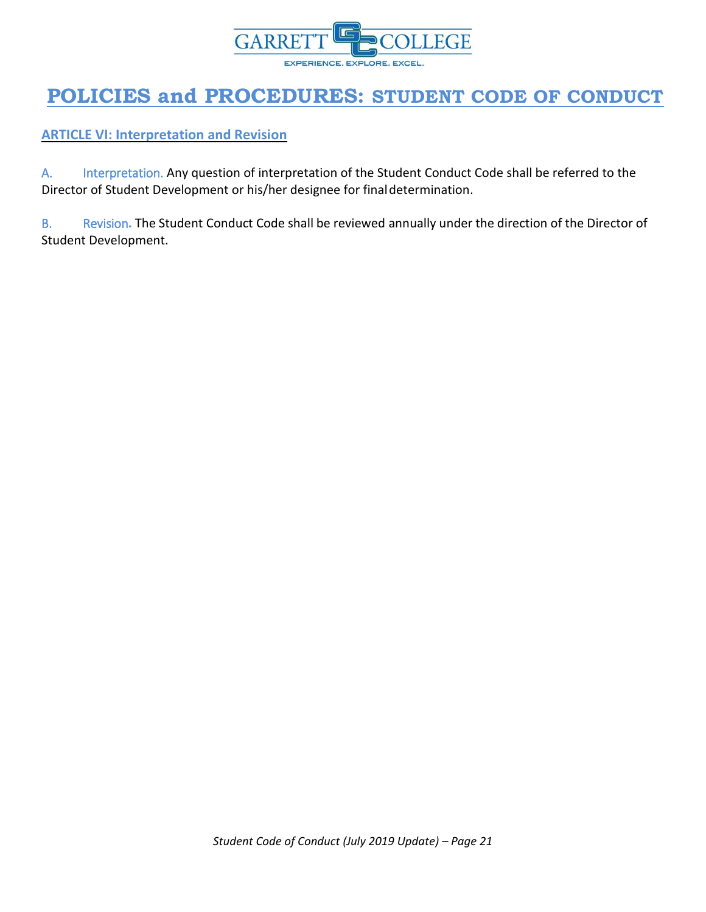# POLICIES and PROCEDURES: STUDENT CODE OF CONDUCT

## ARTICLE VI: Interpretation and Revision

A. Interpretation. Any question of interpretation of the Student Conduct Code shall be referred to the Director of Student Development or his/her designee for final determination.

B. Revision. The Student Conduct Code shall be reviewed annually under the direction of the Director of Student Development.